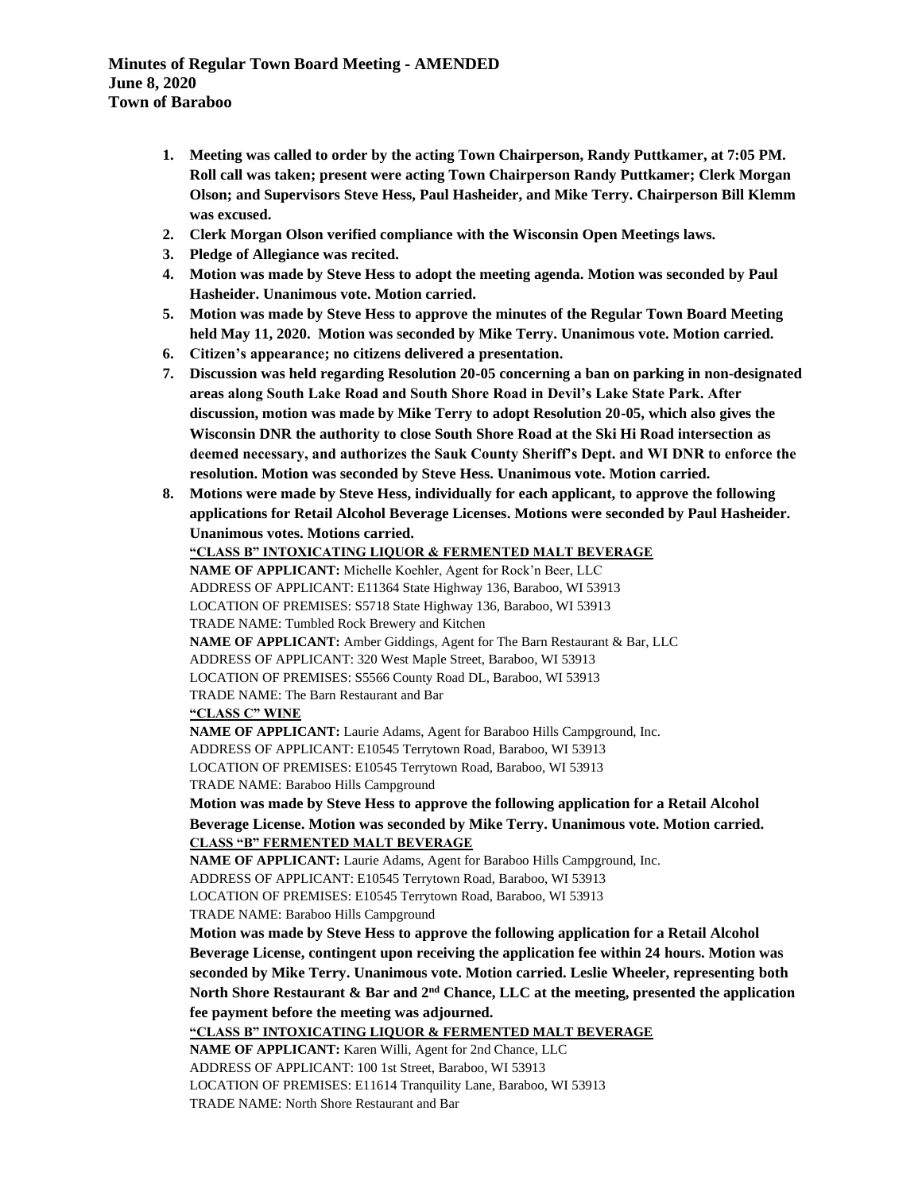**Minutes of Regular Town Board Meeting - AMENDED**
**June 8, 2020**
**Town of Baraboo**

1. **Meeting was called to order by the acting Town Chairperson, Randy Puttkamer, at 7:05 PM. Roll call was taken; present were acting Town Chairperson Randy Puttkamer; Clerk Morgan Olson; and Supervisors Steve Hess, Paul Hasheider, and Mike Terry. Chairperson Bill Klemm was excused.**
2. **Clerk Morgan Olson verified compliance with the Wisconsin Open Meetings laws.**
3. **Pledge of Allegiance was recited.**
4. **Motion was made by Steve Hess to adopt the meeting agenda. Motion was seconded by Paul Hasheider. Unanimous vote. Motion carried.**
5. **Motion was made by Steve Hess to approve the minutes of the Regular Town Board Meeting held May 11, 2020. Motion was seconded by Mike Terry. Unanimous vote. Motion carried.**
6. **Citizen's appearance; no citizens delivered a presentation.**
7. **Discussion was held regarding Resolution 20-05 concerning a ban on parking in non-designated areas along South Lake Road and South Shore Road in Devil's Lake State Park. After discussion, motion was made by Mike Terry to adopt Resolution 20-05, which also gives the Wisconsin DNR the authority to close South Shore Road at the Ski Hi Road intersection as deemed necessary, and authorizes the Sauk County Sheriff's Dept. and WI DNR to enforce the resolution. Motion was seconded by Steve Hess. Unanimous vote. Motion carried.**
8. **Motions were made by Steve Hess, individually for each applicant, to approve the following applications for Retail Alcohol Beverage Licenses. Motions were seconded by Paul Hasheider. Unanimous votes. Motions carried.**

   **<u>"CLASS B" INTOXICATING LIQUOR & FERMENTED MALT BEVERAGE</u>**
   **NAME OF APPLICANT:** Michelle Koehler, Agent for Rock'n Beer, LLC
   ADDRESS OF APPLICANT: E11364 State Highway 136, Baraboo, WI 53913
   LOCATION OF PREMISES: S5718 State Highway 136, Baraboo, WI 53913
   TRADE NAME: Tumbled Rock Brewery and Kitchen
   **NAME OF APPLICANT:** Amber Giddings, Agent for The Barn Restaurant & Bar, LLC
   ADDRESS OF APPLICANT: 320 West Maple Street, Baraboo, WI 53913
   LOCATION OF PREMISES: S5566 County Road DL, Baraboo, WI 53913
   TRADE NAME: The Barn Restaurant and Bar
   **<u>"CLASS C" WINE</u>**
   **NAME OF APPLICANT:** Laurie Adams, Agent for Baraboo Hills Campground, Inc.
   ADDRESS OF APPLICANT: E10545 Terrytown Road, Baraboo, WI 53913
   LOCATION OF PREMISES: E10545 Terrytown Road, Baraboo, WI 53913
   TRADE NAME: Baraboo Hills Campground

   **Motion was made by Steve Hess to approve the following application for a Retail Alcohol Beverage License. Motion was seconded by Mike Terry. Unanimous vote. Motion carried.**
   **<u>CLASS "B" FERMENTED MALT BEVERAGE</u>**
   **NAME OF APPLICANT:** Laurie Adams, Agent for Baraboo Hills Campground, Inc.
   ADDRESS OF APPLICANT: E10545 Terrytown Road, Baraboo, WI 53913
   LOCATION OF PREMISES: E10545 Terrytown Road, Baraboo, WI 53913
   TRADE NAME: Baraboo Hills Campground

   **Motion was made by Steve Hess to approve the following application for a Retail Alcohol Beverage License, contingent upon receiving the application fee within 24 hours. Motion was seconded by Mike Terry. Unanimous vote. Motion carried. Leslie Wheeler, representing both North Shore Restaurant & Bar and 2nd Chance, LLC at the meeting, presented the application fee payment before the meeting was adjourned.**
   **<u>"CLASS B" INTOXICATING LIQUOR & FERMENTED MALT BEVERAGE</u>**
   **NAME OF APPLICANT:** Karen Willi, Agent for 2nd Chance, LLC
   ADDRESS OF APPLICANT: 100 1st Street, Baraboo, WI 53913
   LOCATION OF PREMISES: E11614 Tranquility Lane, Baraboo, WI 53913
   TRADE NAME: North Shore Restaurant and Bar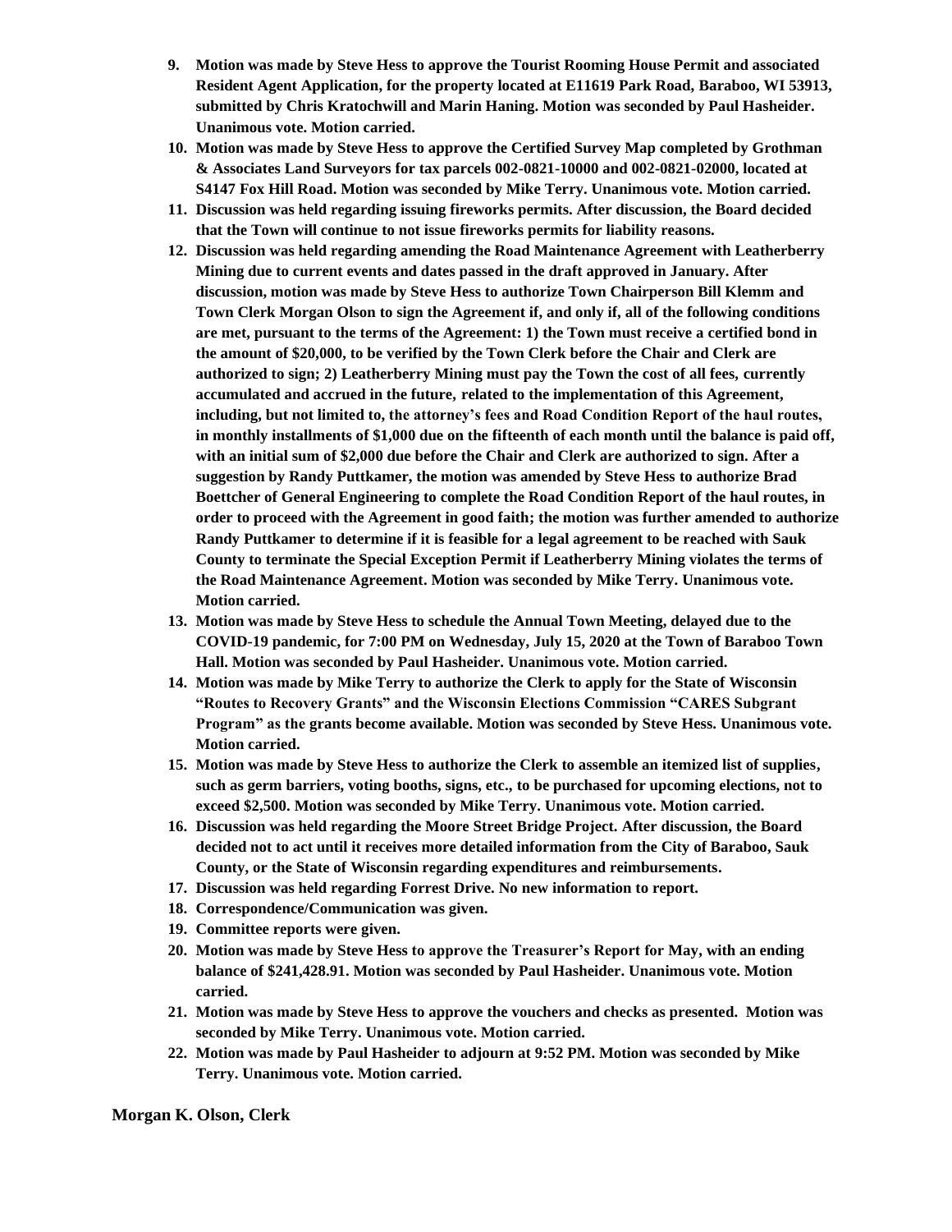9. **Motion was made by Steve Hess to approve the Tourist Rooming House Permit and associated Resident Agent Application, for the property located at E11619 Park Road, Baraboo, WI 53913, submitted by Chris Kratochwill and Marin Haning. Motion was seconded by Paul Hasheider. Unanimous vote. Motion carried.**
10. **Motion was made by Steve Hess to approve the Certified Survey Map completed by Grothman & Associates Land Surveyors for tax parcels 002-0821-10000 and 002-0821-02000, located at S4147 Fox Hill Road. Motion was seconded by Mike Terry. Unanimous vote. Motion carried.**
11. **Discussion was held regarding issuing fireworks permits. After discussion, the Board decided that the Town will continue to not issue fireworks permits for liability reasons.**
12. **Discussion was held regarding amending the Road Maintenance Agreement with Leatherberry Mining due to current events and dates passed in the draft approved in January. After discussion, motion was made by Steve Hess to authorize Town Chairperson Bill Klemm and Town Clerk Morgan Olson to sign the Agreement if, and only if, all of the following conditions are met, pursuant to the terms of the Agreement: 1) the Town must receive a certified bond in the amount of $20,000, to be verified by the Town Clerk before the Chair and Clerk are authorized to sign; 2) Leatherberry Mining must pay the Town the cost of all fees, currently accumulated and accrued in the future, related to the implementation of this Agreement, including, but not limited to, the attorney's fees and Road Condition Report of the haul routes, in monthly installments of $1,000 due on the fifteenth of each month until the balance is paid off, with an initial sum of $2,000 due before the Chair and Clerk are authorized to sign. After a suggestion by Randy Puttkamer, the motion was amended by Steve Hess to authorize Brad Boettcher of General Engineering to complete the Road Condition Report of the haul routes, in order to proceed with the Agreement in good faith; the motion was further amended to authorize Randy Puttkamer to determine if it is feasible for a legal agreement to be reached with Sauk County to terminate the Special Exception Permit if Leatherberry Mining violates the terms of the Road Maintenance Agreement. Motion was seconded by Mike Terry. Unanimous vote. Motion carried.**
13. **Motion was made by Steve Hess to schedule the Annual Town Meeting, delayed due to the COVID-19 pandemic, for 7:00 PM on Wednesday, July 15, 2020 at the Town of Baraboo Town Hall. Motion was seconded by Paul Hasheider. Unanimous vote. Motion carried.**
14. **Motion was made by Mike Terry to authorize the Clerk to apply for the State of Wisconsin "Routes to Recovery Grants" and the Wisconsin Elections Commission "CARES Subgrant Program" as the grants become available. Motion was seconded by Steve Hess. Unanimous vote. Motion carried.**
15. **Motion was made by Steve Hess to authorize the Clerk to assemble an itemized list of supplies, such as germ barriers, voting booths, signs, etc., to be purchased for upcoming elections, not to exceed $2,500. Motion was seconded by Mike Terry. Unanimous vote. Motion carried.**
16. **Discussion was held regarding the Moore Street Bridge Project. After discussion, the Board decided not to act until it receives more detailed information from the City of Baraboo, Sauk County, or the State of Wisconsin regarding expenditures and reimbursements.**
17. **Discussion was held regarding Forrest Drive. No new information to report.**
18. **Correspondence/Communication was given.**
19. **Committee reports were given.**
20. **Motion was made by Steve Hess to approve the Treasurer's Report for May, with an ending balance of $241,428.91. Motion was seconded by Paul Hasheider. Unanimous vote. Motion carried.**
21. **Motion was made by Steve Hess to approve the vouchers and checks as presented. Motion was seconded by Mike Terry. Unanimous vote. Motion carried.**
22. **Motion was made by Paul Hasheider to adjourn at 9:52 PM. Motion was seconded by Mike Terry. Unanimous vote. Motion carried.**

**Morgan K. Olson, Clerk**